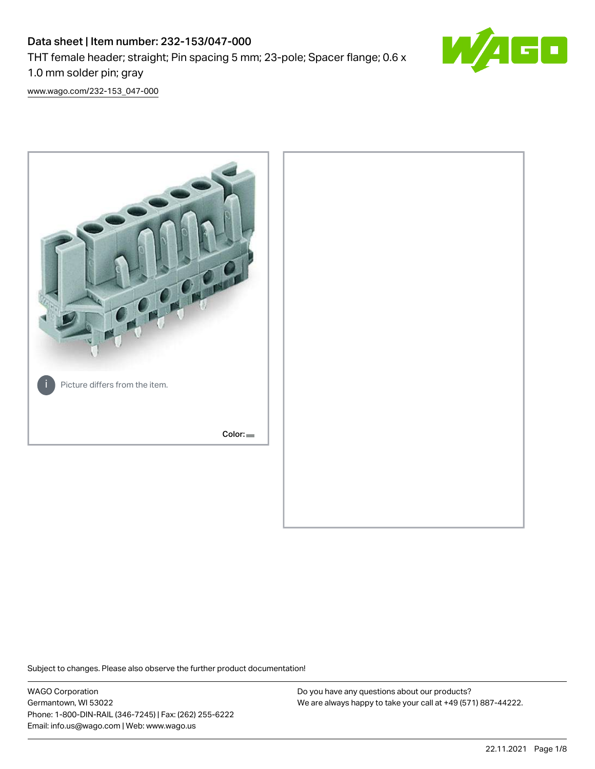# Data sheet | Item number: 232-153/047-000

THT female header; straight; Pin spacing 5 mm; 23-pole; Spacer flange; 0.6 x 1.0 mm solder pin; gray

www.wago.com/232-153_047-000

Picture differs from the item.

Color:

Subject to changes. Please also observe the further product documentation!

WAGO Corporation
Germantown, WI 53022
Phone: 1-800-DIN-RAIL (346-7245) | Fax: (262) 255-6222
Email: info.us@wago.com | Web: www.wago.us

Do you have any questions about our products?
We are always happy to take your call at +49 (571) 887-44222.

22.11.2021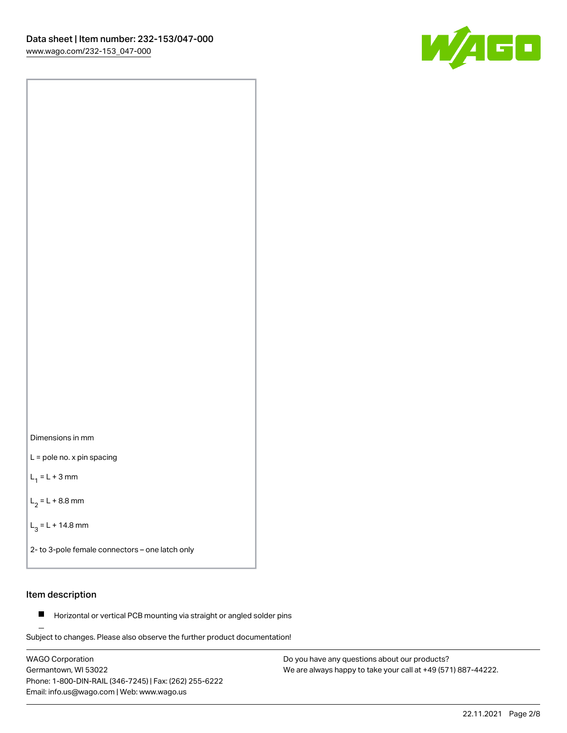Dimensions in mm

L = pole no. x pin spacing

$L_1$ = L + 3 mm

$L_2$ = L + 8.8 mm

$L_3$ = L + 14.8 mm

2- to 3-pole female connectors – one latch only

## Item description

- Horizontal or vertical PCB mounting via straight or angled solder pins

Subject to changes. Please also observe the further product documentation!

WAGO Corporation
Germantown, WI 53022
Phone: 1-800-DIN-RAIL (346-7245) | Fax: (262) 255-6222
Email: info.us@wago.com | Web: www.wago.us

Do you have any questions about our products?
We are always happy to take your call at +49 (571) 887-44222.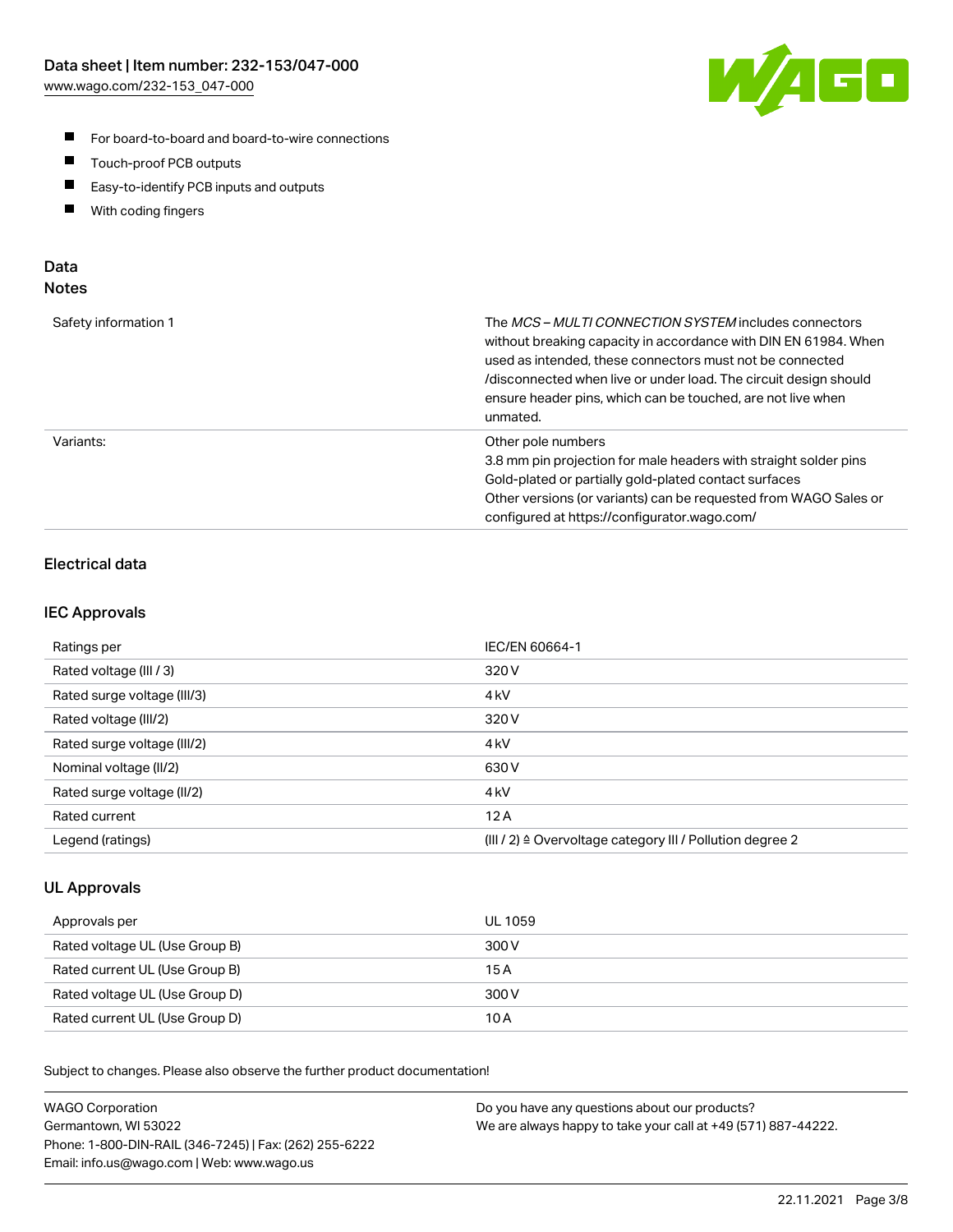- For board-to-board and board-to-wire connections
- Touch-proof PCB outputs
- Easy-to-identify PCB inputs and outputs
- With coding fingers

## Data
### Notes

| | |
|---|---|
| Safety information 1 | The *MCS – MULTI CONNECTION SYSTEM* includes connectors without breaking capacity in accordance with DIN EN 61984. When used as intended, these connectors must not be connected /disconnected when live or under load. The circuit design should ensure header pins, which can be touched, are not live when unmated. |
| Variants: | Other pole numbers<br>3.8 mm pin projection for male headers with straight solder pins<br>Gold-plated or partially gold-plated contact surfaces<br>Other versions (or variants) can be requested from WAGO Sales or configured at https://configurator.wago.com/ |

### Electrical data

### IEC Approvals

| | |
|---|---|
| Ratings per | IEC/EN 60664-1 |
| Rated voltage (III / 3) | 320 V |
| Rated surge voltage (III/3) | 4 kV |
| Rated voltage (III/2) | 320 V |
| Rated surge voltage (III/2) | 4 kV |
| Nominal voltage (II/2) | 630 V |
| Rated surge voltage (II/2) | 4 kV |
| Rated current | 12 A |
| Legend (ratings) | (III / 2) ≙ Overvoltage category III / Pollution degree 2 |

### UL Approvals

| | |
|---|---|
| Approvals per | UL 1059 |
| Rated voltage UL (Use Group B) | 300 V |
| Rated current UL (Use Group B) | 15 A |
| Rated voltage UL (Use Group D) | 300 V |
| Rated current UL (Use Group D) | 10 A |

Subject to changes. Please also observe the further product documentation!

WAGO Corporation
Germantown, WI 53022
Phone: 1-800-DIN-RAIL (346-7245) | Fax: (262) 255-6222
Email: info.us@wago.com | Web: www.wago.us

Do you have any questions about our products?
We are always happy to take your call at +49 (571) 887-44222.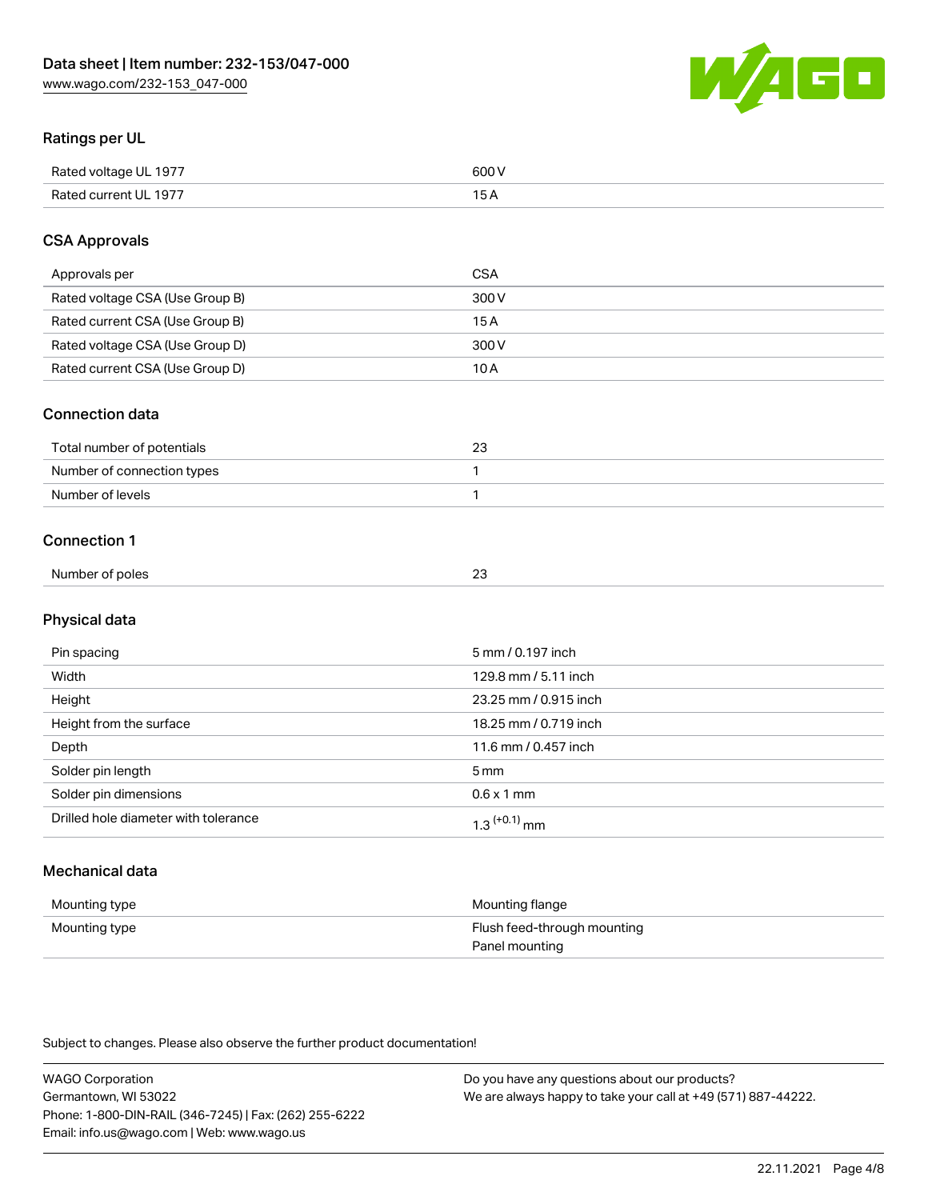## Ratings per UL

| | |
|---|---|
| Rated voltage UL 1977 | 600 V |
| Rated current UL 1977 | 15 A |

## CSA Approvals

| | |
|---|---|
| Approvals per | CSA |
| Rated voltage CSA (Use Group B) | 300 V |
| Rated current CSA (Use Group B) | 15 A |
| Rated voltage CSA (Use Group D) | 300 V |
| Rated current CSA (Use Group D) | 10 A |

## Connection data

| | |
|---|---|
| Total number of potentials | 23 |
| Number of connection types | 1 |
| Number of levels | 1 |

## Connection 1

| | |
|---|---|
| Number of poles | 23 |

## Physical data

| | |
|---|---|
| Pin spacing | 5 mm / 0.197 inch |
| Width | 129.8 mm / 5.11 inch |
| Height | 23.25 mm / 0.915 inch |
| Height from the surface | 18.25 mm / 0.719 inch |
| Depth | 11.6 mm / 0.457 inch |
| Solder pin length | 5 mm |
| Solder pin dimensions | 0.6 x 1 mm |
| Drilled hole diameter with tolerance | $1.3^{(+0.1)}$ mm |

## Mechanical data

| | |
|---|---|
| Mounting type | Mounting flange |
| Mounting type | Flush feed-through mounting<br>Panel mounting |

Subject to changes. Please also observe the further product documentation!

WAGO Corporation
Germantown, WI 53022
Phone: 1-800-DIN-RAIL (346-7245) | Fax: (262) 255-6222
Email: info.us@wago.com | Web: www.wago.us

Do you have any questions about our products?
We are always happy to take your call at +49 (571) 887-44222.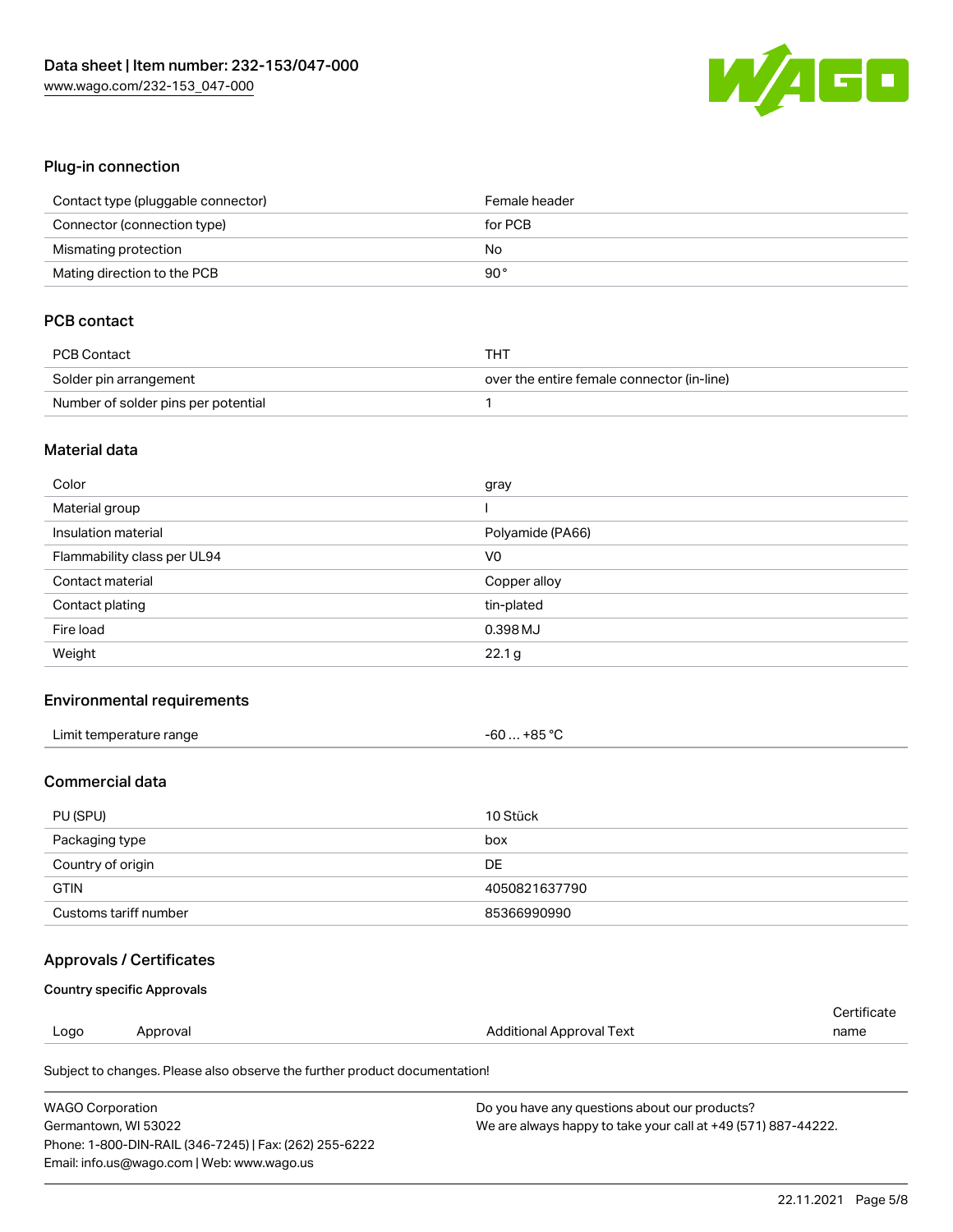## Plug-in connection

| | |
|---|---|
| Contact type (pluggable connector) | Female header |
| Connector (connection type) | for PCB |
| Mismating protection | No |
| Mating direction to the PCB | 90° |

## PCB contact

| | |
|---|---|
| PCB Contact | THT |
| Solder pin arrangement | over the entire female connector (in-line) |
| Number of solder pins per potential | 1 |

## Material data

| | |
|---|---|
| Color | gray |
| Material group | I |
| Insulation material | Polyamide (PA66) |
| Flammability class per UL94 | V0 |
| Contact material | Copper alloy |
| Contact plating | tin-plated |
| Fire load | 0.398 MJ |
| Weight | 22.1 g |

## Environmental requirements

| | |
|---|---|
| Limit temperature range | -60 … +85 °C |

## Commercial data

| | |
|---|---|
| PU (SPU) | 10 Stück |
| Packaging type | box |
| Country of origin | DE |
| GTIN | 4050821637790 |
| Customs tariff number | 85366990990 |

## Approvals / Certificates

### Country specific Approvals

| Logo | Approval | Additional Approval Text | Certificate name |
|---|---|---|---|

Subject to changes. Please also observe the further product documentation!

WAGO Corporation
Germantown, WI 53022
Phone: 1-800-DIN-RAIL (346-7245) | Fax: (262) 255-6222
Email: info.us@wago.com | Web: www.wago.us

Do you have any questions about our products?
We are always happy to take your call at +49 (571) 887-44222.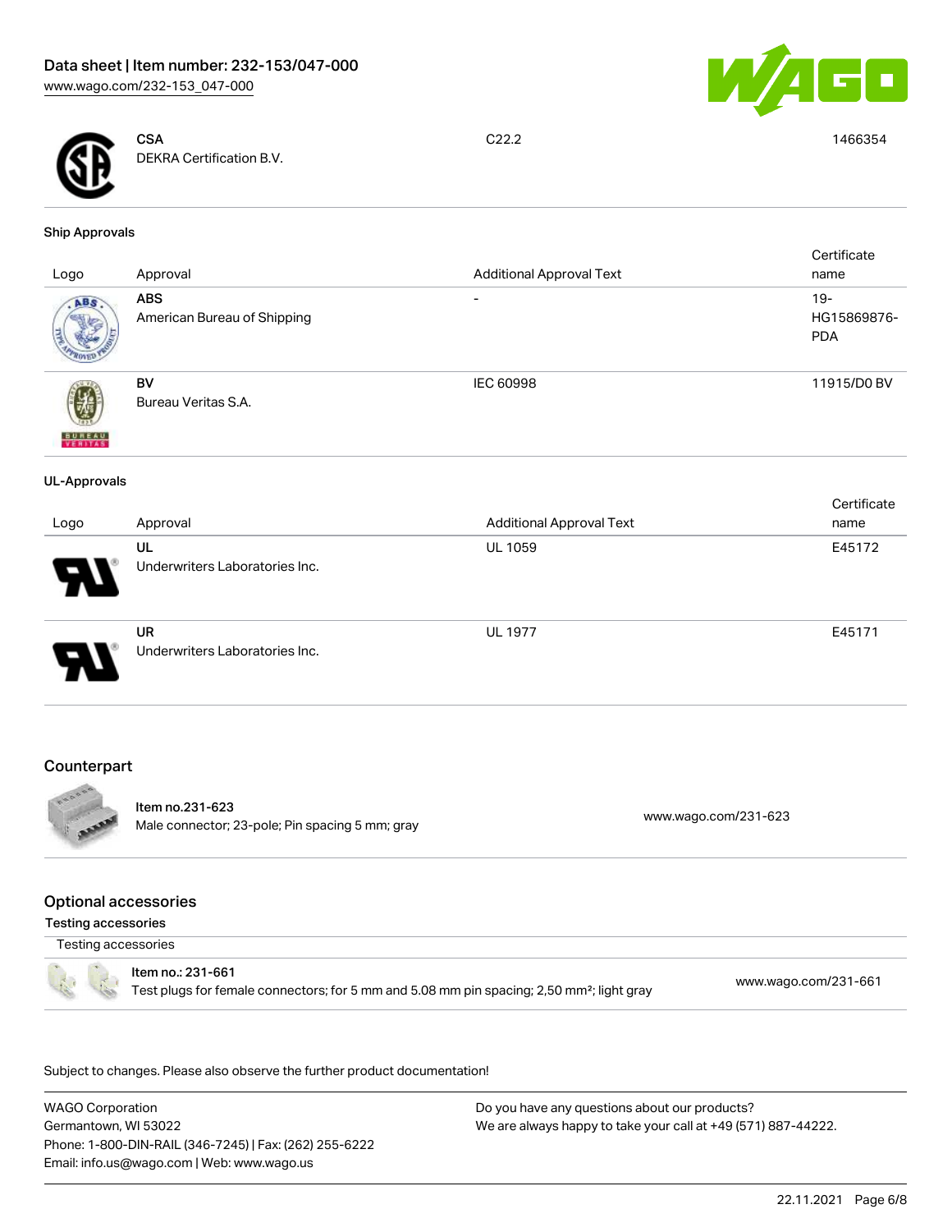| | | | |
|---|---|---|---|
| | **CSA**<br>DEKRA Certification B.V. | C22.2 | 1466354 |

### Ship Approvals

| Logo | Approval | Additional Approval Text | Certificate name |
|---|---|---|---|
| | **ABS**<br>American Bureau of Shipping | - | 19-HG15869876-PDA |
| | **BV**<br>Bureau Veritas S.A. | IEC 60998 | 11915/D0 BV |

### UL-Approvals

| Logo | Approval | Additional Approval Text | Certificate name |
|---|---|---|---|
| | **UL**<br>Underwriters Laboratories Inc. | UL 1059 | E45172 |
| | **UR**<br>Underwriters Laboratories Inc. | UL 1977 | E45171 |

## Counterpart

| | |
|---|---|
| Item no.231-623<br>Male connector; 23-pole; Pin spacing 5 mm; gray | www.wago.com/231-623 |

## Optional accessories

### Testing accessories

| Testing accessories | |
|---|---|
| Item no.: 231-661<br>Test plugs for female connectors; for 5 mm and 5.08 mm pin spacing; 2,50 mm²; light gray | www.wago.com/231-661 |

Subject to changes. Please also observe the further product documentation!

WAGO Corporation
Germantown, WI 53022
Phone: 1-800-DIN-RAIL (346-7245) | Fax: (262) 255-6222
Email: info.us@wago.com | Web: www.wago.us

Do you have any questions about our products?
We are always happy to take your call at +49 (571) 887-44222.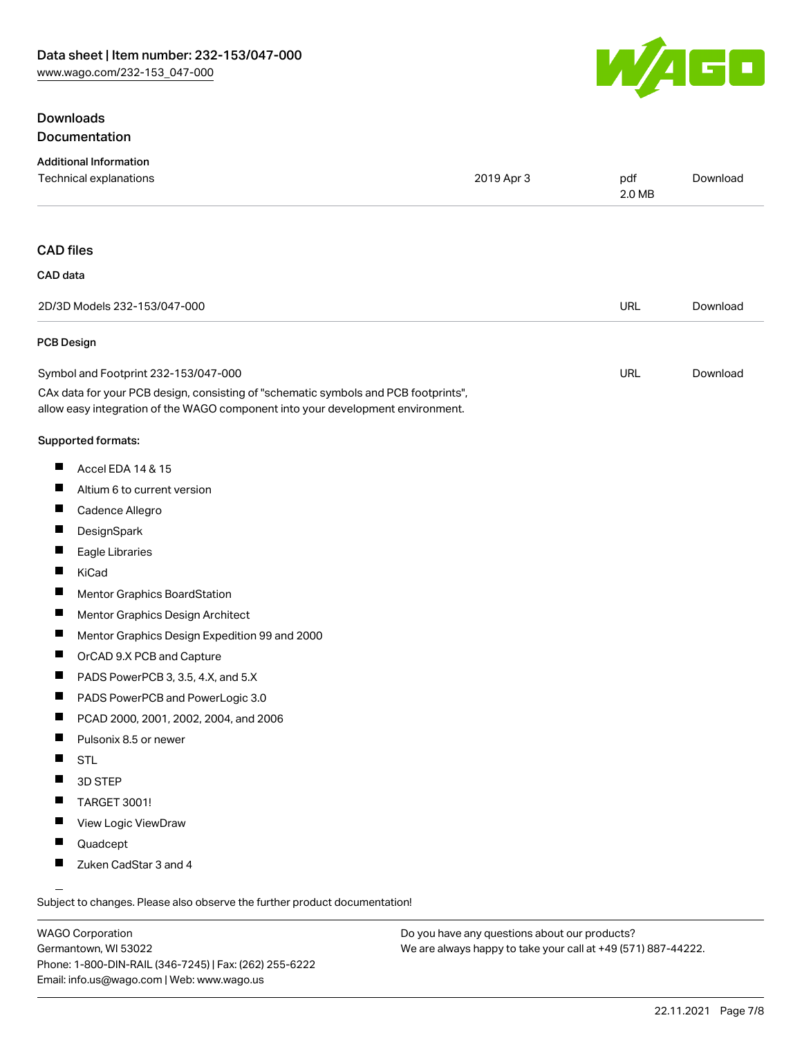## Downloads

### Documentation

**Additional Information**

| | | | |
|---|---|---|---|
| Technical explanations | 2019 Apr 3 | pdf 2.0 MB | Download |

### CAD files

**CAD data**

| | | |
|---|---|---|
| 2D/3D Models 232-153/047-000 | URL | Download |

**PCB Design**

| | | |
|---|---|---|
| Symbol and Footprint 232-153/047-000 | URL | Download |

CAx data for your PCB design, consisting of "schematic symbols and PCB footprints", allow easy integration of the WAGO component into your development environment.

**Supported formats:**

- Accel EDA 14 & 15
- Altium 6 to current version
- Cadence Allegro
- DesignSpark
- Eagle Libraries
- KiCad
- Mentor Graphics BoardStation
- Mentor Graphics Design Architect
- Mentor Graphics Design Expedition 99 and 2000
- OrCAD 9.X PCB and Capture
- PADS PowerPCB 3, 3.5, 4.X, and 5.X
- PADS PowerPCB and PowerLogic 3.0
- PCAD 2000, 2001, 2002, 2004, and 2006
- Pulsonix 8.5 or newer
- STL
- 3D STEP
- TARGET 3001!
- View Logic ViewDraw
- Quadcept
- Zuken CadStar 3 and 4

Subject to changes. Please also observe the further product documentation!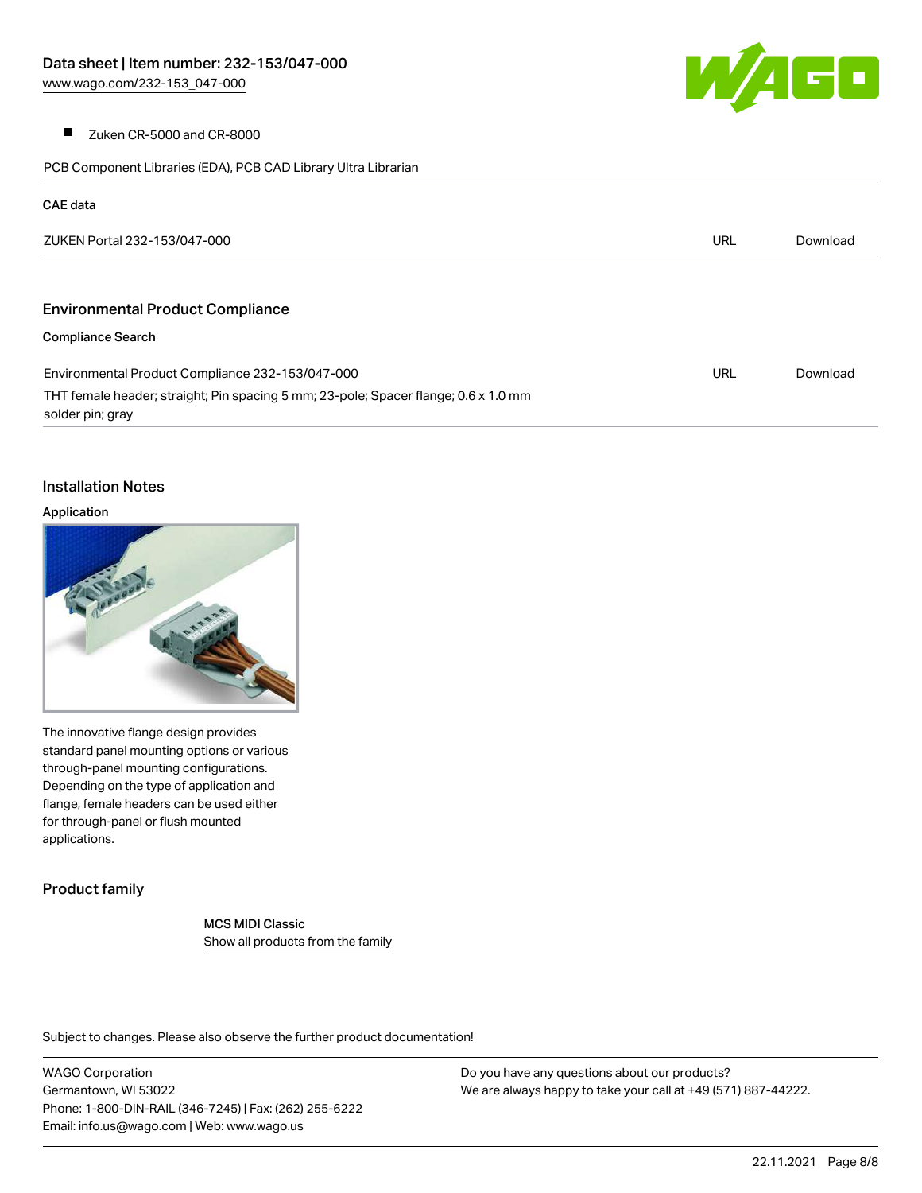- Zuken CR-5000 and CR-8000

PCB Component Libraries (EDA), PCB CAD Library Ultra Librarian

### CAE data

| | | |
|---|---|---|
| ZUKEN Portal 232-153/047-000 | URL | Download |

## Environmental Product Compliance

### Compliance Search

| | | |
|---|---|---|
| Environmental Product Compliance 232-153/047-000<br>THT female header; straight; Pin spacing 5 mm; 23-pole; Spacer flange; 0.6 x 1.0 mm solder pin; gray | URL | Download |

## Installation Notes

### Application

The innovative flange design provides standard panel mounting options or various through-panel mounting configurations. Depending on the type of application and flange, female headers can be used either for through-panel or flush mounted applications.

## Product family

MCS MIDI Classic
Show all products from the family

Subject to changes. Please also observe the further product documentation!

WAGO Corporation
Germantown, WI 53022
Phone: 1-800-DIN-RAIL (346-7245) | Fax: (262) 255-6222
Email: info.us@wago.com | Web: www.wago.us

Do you have any questions about our products?
We are always happy to take your call at +49 (571) 887-44222.